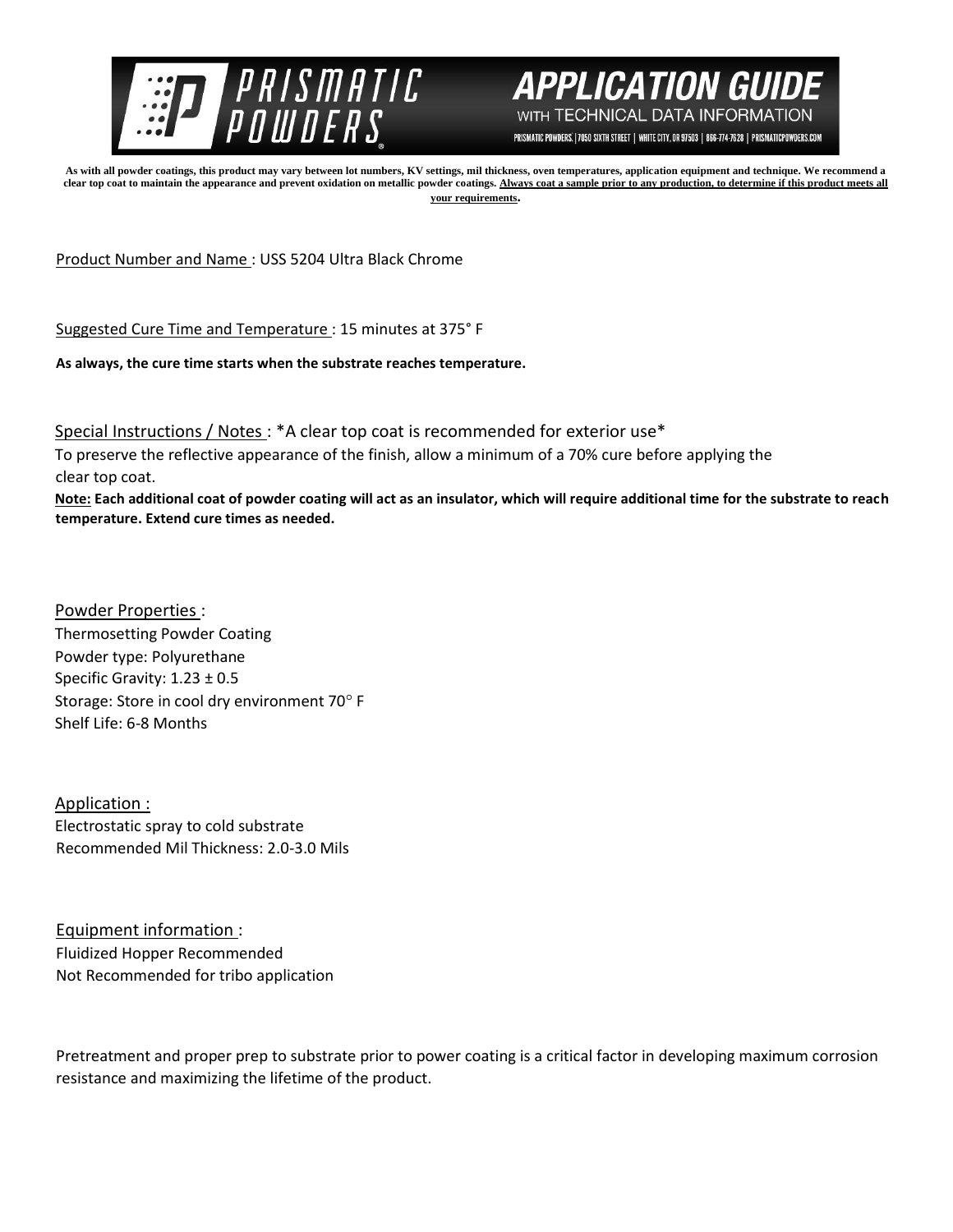# PRISMATIC POWDERS

## APPLICATION GUIDE

WITH TECHNICAL DATA INFORMATION

PRISMATIC POWDERS. | 7050 SIXTH STREET | WHITE CITY, OR 97503 | 866-774-7628 | PRISMATICPOWDERS.COM

**As with all powder coatings, this product may vary between lot numbers, KV settings, mil thickness, oven temperatures, application equipment and technique. We recommend a clear top coat to maintain the appearance and prevent oxidation on metallic powder coatings. Always coat a sample prior to any production, to determine if this product meets all your requirements.**

Product Number and Name : USS 5204 Ultra Black Chrome

Suggested Cure Time and Temperature : 15 minutes at 375° F

**As always, the cure time starts when the substrate reaches temperature.**

Special Instructions / Notes : *A clear top coat is recommended for exterior use*

To preserve the reflective appearance of the finish, allow a minimum of a 70% cure before applying the clear top coat.

**Note: Each additional coat of powder coating will act as an insulator, which will require additional time for the substrate to reach temperature. Extend cure times as needed.**

Powder Properties :

Thermosetting Powder Coating
Powder type: Polyurethane
Specific Gravity: 1.23 ± 0.5
Storage: Store in cool dry environment 70° F
Shelf Life: 6-8 Months

Application :

Electrostatic spray to cold substrate
Recommended Mil Thickness: 2.0-3.0 Mils

Equipment information :

Fluidized Hopper Recommended
Not Recommended for tribo application

Pretreatment and proper prep to substrate prior to power coating is a critical factor in developing maximum corrosion resistance and maximizing the lifetime of the product.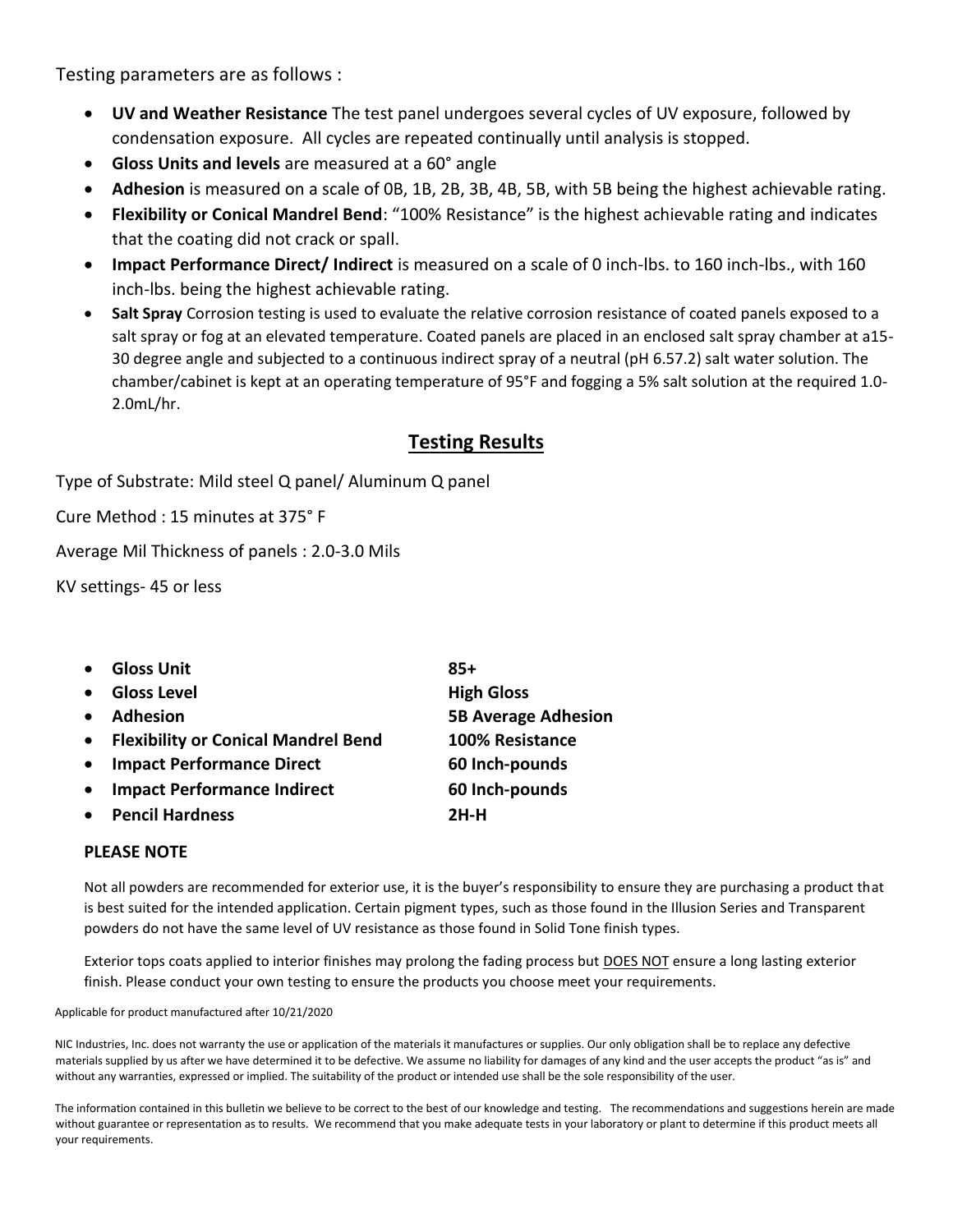Testing parameters are as follows :

- **UV and Weather Resistance** The test panel undergoes several cycles of UV exposure, followed by condensation exposure. All cycles are repeated continually until analysis is stopped.
- **Gloss Units and levels** are measured at a 60° angle
- **Adhesion** is measured on a scale of 0B, 1B, 2B, 3B, 4B, 5B, with 5B being the highest achievable rating.
- **Flexibility or Conical Mandrel Bend**: "100% Resistance" is the highest achievable rating and indicates that the coating did not crack or spall.
- **Impact Performance Direct/ Indirect** is measured on a scale of 0 inch-lbs. to 160 inch-lbs., with 160 inch-lbs. being the highest achievable rating.
- **Salt Spray** Corrosion testing is used to evaluate the relative corrosion resistance of coated panels exposed to a salt spray or fog at an elevated temperature. Coated panels are placed in an enclosed salt spray chamber at a15-30 degree angle and subjected to a continuous indirect spray of a neutral (pH 6.57.2) salt water solution. The chamber/cabinet is kept at an operating temperature of 95°F and fogging a 5% salt solution at the required 1.0-2.0mL/hr.

## Testing Results

Type of Substrate: Mild steel Q panel/ Aluminum Q panel

Cure Method : 15 minutes at 375° F

Average Mil Thickness of panels : 2.0-3.0 Mils

KV settings- 45 or less

- **Gloss Unit** **85+**
- **Gloss Level** **High Gloss**
- **Adhesion** **5B Average Adhesion**
- **Flexibility or Conical Mandrel Bend** **100% Resistance**
- **Impact Performance Direct** **60 Inch-pounds**
- **Impact Performance Indirect** **60 Inch-pounds**
- **Pencil Hardness** **2H-H**

**PLEASE NOTE**

Not all powders are recommended for exterior use, it is the buyer's responsibility to ensure they are purchasing a product that is best suited for the intended application. Certain pigment types, such as those found in the Illusion Series and Transparent powders do not have the same level of UV resistance as those found in Solid Tone finish types.

Exterior tops coats applied to interior finishes may prolong the fading process but DOES NOT ensure a long lasting exterior finish. Please conduct your own testing to ensure the products you choose meet your requirements.

Applicable for product manufactured after 10/21/2020

NIC Industries, Inc. does not warranty the use or application of the materials it manufactures or supplies. Our only obligation shall be to replace any defective materials supplied by us after we have determined it to be defective. We assume no liability for damages of any kind and the user accepts the product "as is" and without any warranties, expressed or implied. The suitability of the product or intended use shall be the sole responsibility of the user.

The information contained in this bulletin we believe to be correct to the best of our knowledge and testing. The recommendations and suggestions herein are made without guarantee or representation as to results. We recommend that you make adequate tests in your laboratory or plant to determine if this product meets all your requirements.